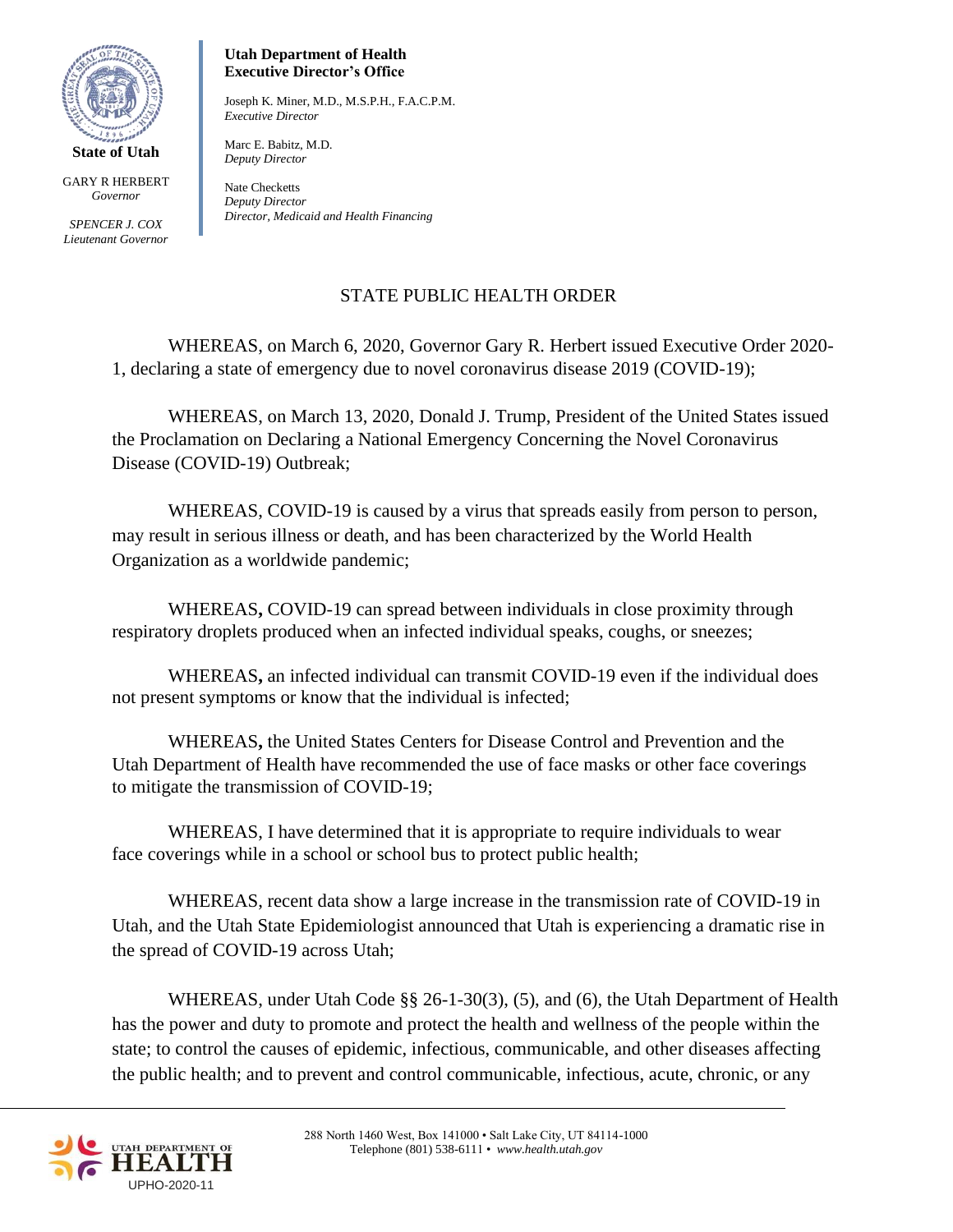**State of Utah**

GARY R HERBERT
*Governor*

*SPENCER J. COX*
*Lieutenant Governor*

**Utah Department of Health**
**Executive Director's Office**

Joseph K. Miner, M.D., M.S.P.H., F.A.C.P.M.
*Executive Director*

Marc E. Babitz, M.D.
*Deputy Director*

Nate Checketts
*Deputy Director*
*Director, Medicaid and Health Financing*

# STATE PUBLIC HEALTH ORDER

WHEREAS, on March 6, 2020, Governor Gary R. Herbert issued Executive Order 2020-1, declaring a state of emergency due to novel coronavirus disease 2019 (COVID-19);

WHEREAS, on March 13, 2020, Donald J. Trump, President of the United States issued the Proclamation on Declaring a National Emergency Concerning the Novel Coronavirus Disease (COVID-19) Outbreak;

WHEREAS, COVID-19 is caused by a virus that spreads easily from person to person, may result in serious illness or death, and has been characterized by the World Health Organization as a worldwide pandemic;

WHEREAS**,** COVID-19 can spread between individuals in close proximity through respiratory droplets produced when an infected individual speaks, coughs, or sneezes;

WHEREAS**,** an infected individual can transmit COVID-19 even if the individual does not present symptoms or know that the individual is infected;

WHEREAS**,** the United States Centers for Disease Control and Prevention and the Utah Department of Health have recommended the use of face masks or other face coverings to mitigate the transmission of COVID-19;

WHEREAS, I have determined that it is appropriate to require individuals to wear face coverings while in a school or school bus to protect public health;

WHEREAS, recent data show a large increase in the transmission rate of COVID-19 in Utah, and the Utah State Epidemiologist announced that Utah is experiencing a dramatic rise in the spread of COVID-19 across Utah;

WHEREAS, under Utah Code §§ 26-1-30(3), (5), and (6), the Utah Department of Health has the power and duty to promote and protect the health and wellness of the people within the state; to control the causes of epidemic, infectious, communicable, and other diseases affecting the public health; and to prevent and control communicable, infectious, acute, chronic, or any

UTAH DEPARTMENT OF HEALTH

UPHO-2020-11

288 North 1460 West, Box 141000 • Salt Lake City, UT 84114-1000
Telephone (801) 538-6111 • *www.health.utah.gov*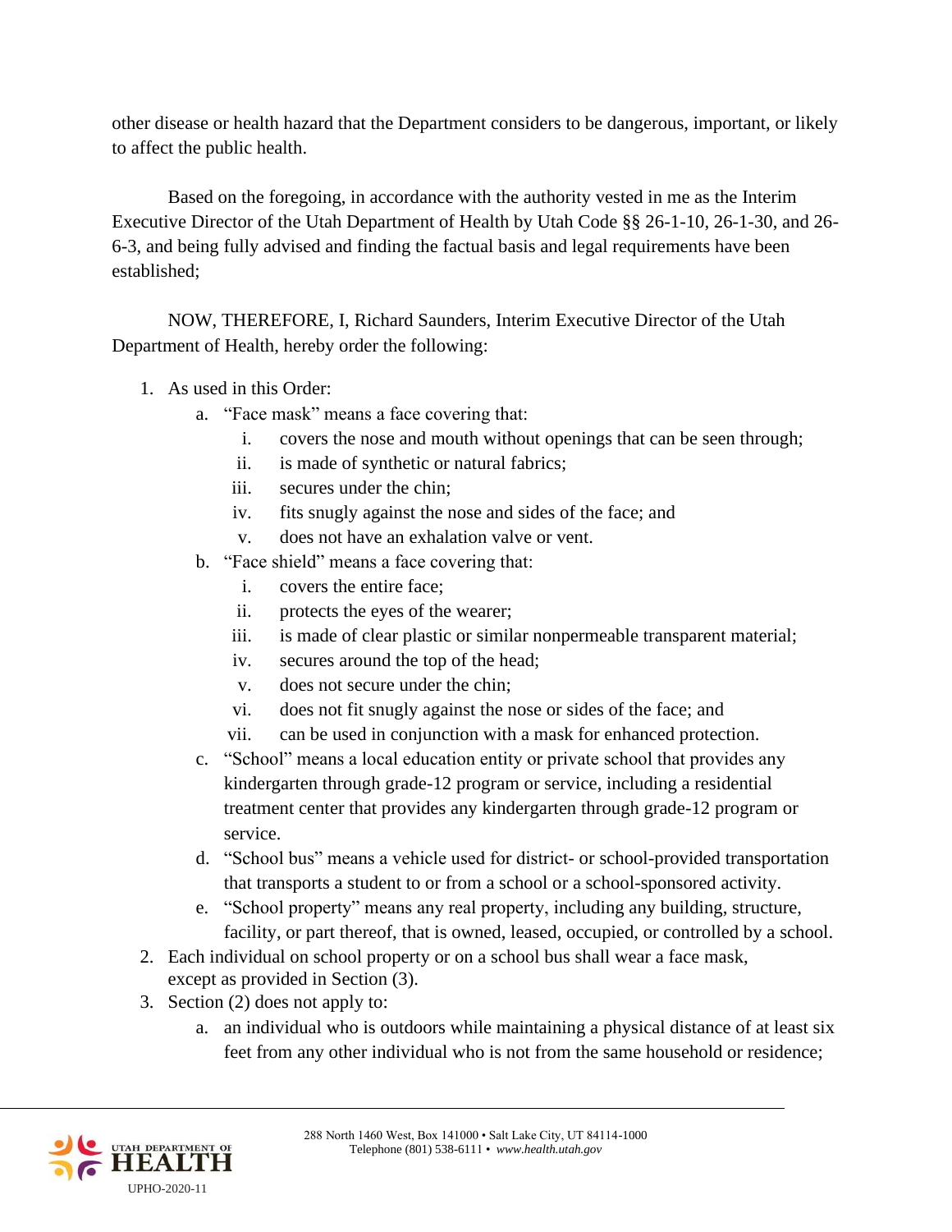other disease or health hazard that the Department considers to be dangerous, important, or likely to affect the public health.

Based on the foregoing, in accordance with the authority vested in me as the Interim Executive Director of the Utah Department of Health by Utah Code §§ 26-1-10, 26-1-30, and 26-6-3, and being fully advised and finding the factual basis and legal requirements have been established;

NOW, THEREFORE, I, Richard Saunders, Interim Executive Director of the Utah Department of Health, hereby order the following:

1. As used in this Order:
    a. "Face mask" means a face covering that:
        i. covers the nose and mouth without openings that can be seen through;
        ii. is made of synthetic or natural fabrics;
        iii. secures under the chin;
        iv. fits snugly against the nose and sides of the face; and
        v. does not have an exhalation valve or vent.
    b. "Face shield" means a face covering that:
        i. covers the entire face;
        ii. protects the eyes of the wearer;
        iii. is made of clear plastic or similar nonpermeable transparent material;
        iv. secures around the top of the head;
        v. does not secure under the chin;
        vi. does not fit snugly against the nose or sides of the face; and
        vii. can be used in conjunction with a mask for enhanced protection.
    c. "School" means a local education entity or private school that provides any kindergarten through grade-12 program or service, including a residential treatment center that provides any kindergarten through grade-12 program or service.
    d. "School bus" means a vehicle used for district- or school-provided transportation that transports a student to or from a school or a school-sponsored activity.
    e. "School property" means any real property, including any building, structure, facility, or part thereof, that is owned, leased, occupied, or controlled by a school.
2. Each individual on school property or on a school bus shall wear a face mask, except as provided in Section (3).
3. Section (2) does not apply to:
    a. an individual who is outdoors while maintaining a physical distance of at least six feet from any other individual who is not from the same household or residence;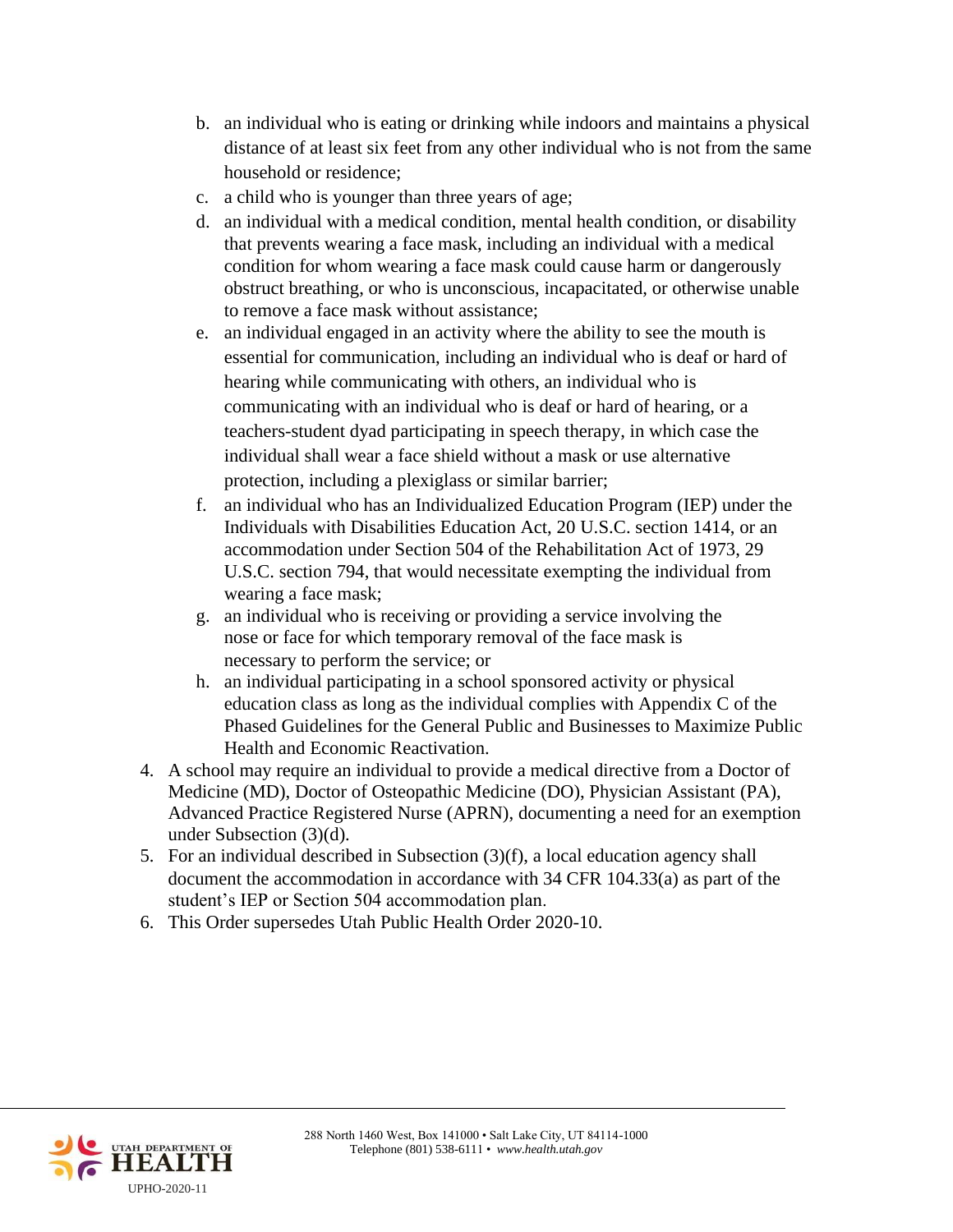b. an individual who is eating or drinking while indoors and maintains a physical distance of at least six feet from any other individual who is not from the same household or residence;
c. a child who is younger than three years of age;
d. an individual with a medical condition, mental health condition, or disability that prevents wearing a face mask, including an individual with a medical condition for whom wearing a face mask could cause harm or dangerously obstruct breathing, or who is unconscious, incapacitated, or otherwise unable to remove a face mask without assistance;
e. an individual engaged in an activity where the ability to see the mouth is essential for communication, including an individual who is deaf or hard of hearing while communicating with others, an individual who is communicating with an individual who is deaf or hard of hearing, or a teachers-student dyad participating in speech therapy, in which case the individual shall wear a face shield without a mask or use alternative protection, including a plexiglass or similar barrier;
f. an individual who has an Individualized Education Program (IEP) under the Individuals with Disabilities Education Act, 20 U.S.C. section 1414, or an accommodation under Section 504 of the Rehabilitation Act of 1973, 29 U.S.C. section 794, that would necessitate exempting the individual from wearing a face mask;
g. an individual who is receiving or providing a service involving the nose or face for which temporary removal of the face mask is necessary to perform the service; or
h. an individual participating in a school sponsored activity or physical education class as long as the individual complies with Appendix C of the Phased Guidelines for the General Public and Businesses to Maximize Public Health and Economic Reactivation.

4. A school may require an individual to provide a medical directive from a Doctor of Medicine (MD), Doctor of Osteopathic Medicine (DO), Physician Assistant (PA), Advanced Practice Registered Nurse (APRN), documenting a need for an exemption under Subsection (3)(d).
5. For an individual described in Subsection (3)(f), a local education agency shall document the accommodation in accordance with 34 CFR 104.33(a) as part of the student's IEP or Section 504 accommodation plan.
6. This Order supersedes Utah Public Health Order 2020-10.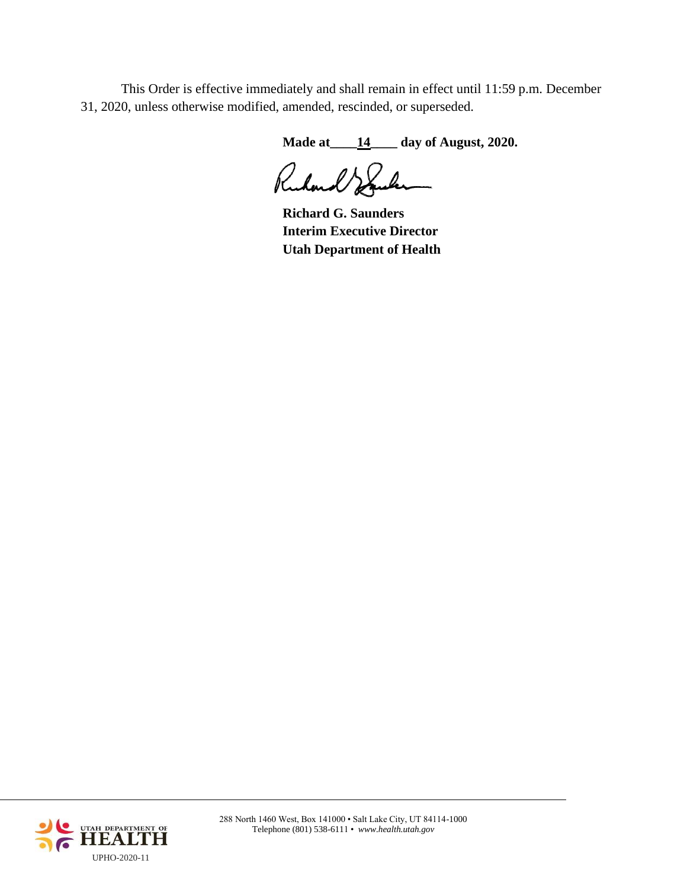This Order is effective immediately and shall remain in effect until 11:59 p.m. December 31, 2020, unless otherwise modified, amended, rescinded, or superseded.

**Made at\_\_\_\_<u>14</u>\_\_\_\_ day of August, 2020.**

**Richard G. Saunders**
**Interim Executive Director**
**Utah Department of Health**

288 North 1460 West, Box 141000 • Salt Lake City, UT 84114-1000
Telephone (801) 538-6111 • *www.health.utah.gov*

UPHO-2020-11